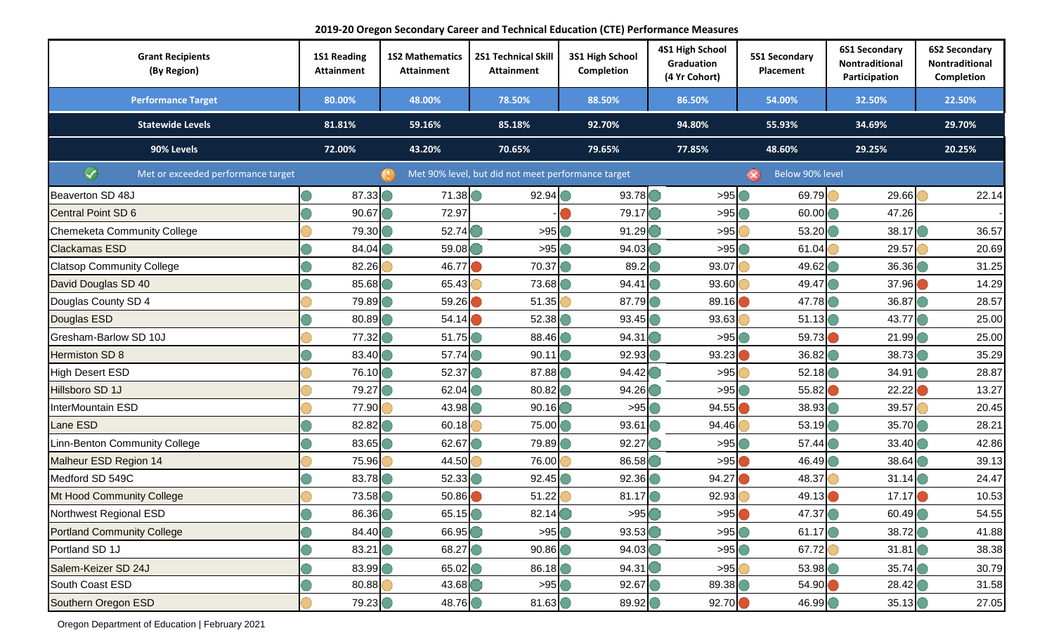# 2019-20 Oregon Secondary Career and Technical Education (CTE) Performance Measures

| Grant Recipients (By Region) | 1S1 Reading Attainment | 1S2 Mathematics Attainment | 2S1 Technical Skill Attainment | 3S1 High School Completion | 4S1 High School Graduation (4 Yr Cohort) | 5S1 Secondary Placement | 6S1 Secondary Nontraditional Participation | 6S2 Secondary Nontraditional Completion |
|---|---|---|---|---|---|---|---|---|
| **Performance Target** | 80.00% | 48.00% | 78.50% | 88.50% | 86.50% | 54.00% | 32.50% | 22.50% |
| **Statewide Levels** | 81.81% | 59.16% | 85.18% | 92.70% | 94.80% | 55.93% | 34.69% | 29.70% |
| **90% Levels** | 72.00% | 43.20% | 70.65% | 79.65% | 77.85% | 48.60% | 29.25% | 20.25% |

Legend: ✓ Met or exceeded performance target; ! Met 90% level, but did not meet performance target; ✗ Below 90% level

| Grant Recipients (By Region) | 1S1 Reading Attainment | 1S2 Mathematics Attainment | 2S1 Technical Skill Attainment | 3S1 High School Completion | 4S1 High School Graduation (4 Yr Cohort) | 5S1 Secondary Placement | 6S1 Secondary Nontraditional Participation | 6S2 Secondary Nontraditional Completion |
|---|---|---|---|---|---|---|---|---|
| Beaverton SD 48J | ✓ 87.33 | ✓ 71.38 | ✓ 92.94 | ✓ 93.78 | ✓ >95 | ✓ 69.79 | ! 29.66 | ! 22.14 |
| Central Point SD 6 | ✓ 90.67 | ✓ 72.97 | - | ✗ 79.17 | ✓ >95 | ✓ 60.00 | ✓ 47.26 | - |
| Chemeketa Community College | ! 79.30 | ✓ 52.74 | ✓ >95 | ✓ 91.29 | ✓ >95 | ! 53.20 | ✓ 38.17 | ✓ 36.57 |
| Clackamas ESD | ✓ 84.04 | ✓ 59.08 | ✓ >95 | ✓ 94.03 | ✓ >95 | ✓ 61.04 | ! 29.57 | ! 20.69 |
| Clatsop Community College | ✓ 82.26 | ! 46.77 | ✗ 70.37 | ✓ 89.2 | ✓ 93.07 | ! 49.62 | ✓ 36.36 | ✓ 31.25 |
| David Douglas SD 40 | ✓ 85.68 | ✓ 65.43 | ! 73.68 | ✓ 94.41 | ✓ 93.60 | ! 49.47 | ✓ 37.96 | ✗ 14.29 |
| Douglas County SD 4 | ! 79.89 | ✓ 59.26 | ✗ 51.35 | ! 87.79 | ✓ 89.16 | ✗ 47.78 | ✓ 36.87 | ✓ 28.57 |
| Douglas ESD | ✓ 80.89 | ✓ 54.14 | ✗ 52.38 | ✓ 93.45 | ✓ 93.63 | ! 51.13 | ✓ 43.77 | ✓ 25.00 |
| Gresham-Barlow SD 10J | ! 77.32 | ✓ 51.75 | ✓ 88.46 | ✓ 94.31 | ✓ >95 | ✓ 59.73 | ✗ 21.99 | ✓ 25.00 |
| Hermiston SD 8 | ✓ 83.40 | ✓ 57.74 | ✓ 90.11 | ✓ 92.93 | ✓ 93.23 | ✗ 36.82 | ✓ 38.73 | ✓ 35.29 |
| High Desert ESD | ! 76.10 | ✓ 52.37 | ✓ 87.88 | ✓ 94.42 | ✓ >95 | ! 52.18 | ✓ 34.91 | ✓ 28.87 |
| Hillsboro SD 1J | ! 79.27 | ✓ 62.04 | ✓ 80.82 | ✓ 94.26 | ✓ >95 | ✓ 55.82 | ✗ 22.22 | ✗ 13.27 |
| InterMountain ESD | ! 77.90 | ! 43.98 | ✓ 90.16 | ✓ >95 | ✓ 94.55 | ✗ 38.93 | ✓ 39.57 | ! 20.45 |
| Lane ESD | ✓ 82.82 | ✓ 60.18 | ! 75.00 | ✓ 93.61 | ✓ 94.46 | ! 53.19 | ✓ 35.70 | ✓ 28.21 |
| Linn-Benton Community College | ✓ 83.65 | ✓ 62.67 | ✓ 79.89 | ✓ 92.27 | ✓ >95 | ✓ 57.44 | ✓ 33.40 | ✓ 42.86 |
| Malheur ESD Region 14 | ! 75.96 | ! 44.50 | ! 76.00 | ! 86.58 | ✓ >95 | ✗ 46.49 | ✓ 38.64 | ✓ 39.13 |
| Medford SD 549C | ✓ 83.78 | ✓ 52.33 | ✓ 92.45 | ✓ 92.36 | ✓ 94.27 | ✗ 48.37 | ! 31.14 | ✓ 24.47 |
| Mt Hood Community College | ! 73.58 | ✓ 50.86 | ✗ 51.22 | ! 81.17 | ✓ 92.93 | ! 49.13 | ✗ 17.17 | ✗ 10.53 |
| Northwest Regional ESD | ✓ 86.36 | ✓ 65.15 | ✓ 82.14 | ✓ >95 | ✓ >95 | ✗ 47.37 | ✓ 60.49 | ✓ 54.55 |
| Portland Community College | ✓ 84.40 | ✓ 66.95 | ✓ >95 | ✓ 93.53 | ✓ >95 | ✓ 61.17 | ✓ 38.72 | ✓ 41.88 |
| Portland SD 1J | ✓ 83.21 | ✓ 68.27 | ✓ 90.86 | ✓ 94.03 | ✓ >95 | ✓ 67.72 | ! 31.81 | ✓ 38.38 |
| Salem-Keizer SD 24J | ✓ 83.99 | ✓ 65.02 | ✓ 86.18 | ✓ 94.31 | ✓ >95 | ! 53.98 | ✓ 35.74 | ✓ 30.79 |
| South Coast ESD | ✓ 80.88 | ! 43.68 | ✓ >95 | ✓ 92.67 | ✓ 89.38 | ✓ 54.90 | ✗ 28.42 | ✓ 31.58 |
| Southern Oregon ESD | ! 79.23 | ✓ 48.76 | ✓ 81.63 | ✓ 89.92 | ✓ 92.70 | ✗ 46.99 | ✓ 35.13 | ✓ 27.05 |

Oregon Department of Education | February 2021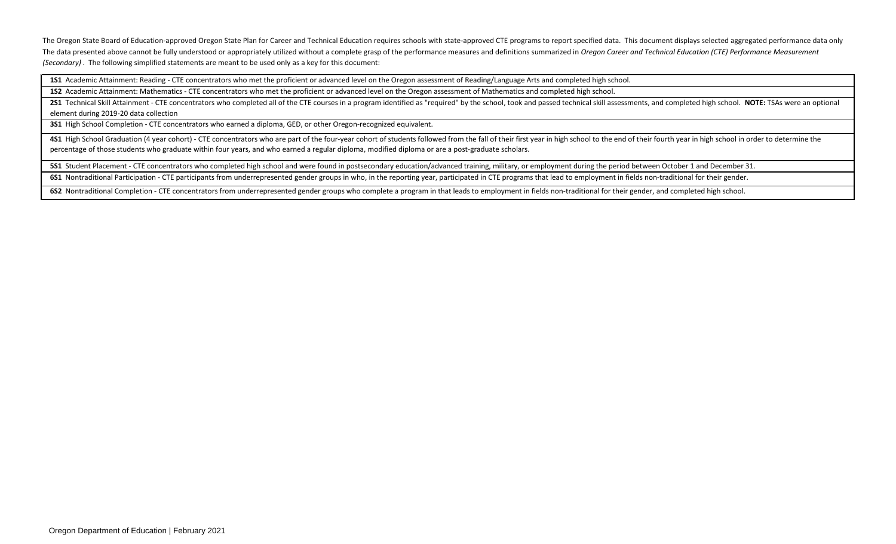The Oregon State Board of Education-approved Oregon State Plan for Career and Technical Education requires schools with state-approved CTE programs to report specified data. This document displays selected aggregated performance data only The data presented above cannot be fully understood or appropriately utilized without a complete grasp of the performance measures and definitions summarized in *Oregon Career and Technical Education (CTE) Performance Measurement (Secondary)* . The following simplified statements are meant to be used only as a key for this document:

**1S1** Academic Attainment: Reading - CTE concentrators who met the proficient or advanced level on the Oregon assessment of Reading/Language Arts and completed high school.

**1S2** Academic Attainment: Mathematics - CTE concentrators who met the proficient or advanced level on the Oregon assessment of Mathematics and completed high school.

**2S1** Technical Skill Attainment - CTE concentrators who completed all of the CTE courses in a program identified as "required" by the school, took and passed technical skill assessments, and completed high school. **NOTE:** TSAs were an optional element during 2019-20 data collection

**3S1** High School Completion - CTE concentrators who earned a diploma, GED, or other Oregon-recognized equivalent.

**4S1** High School Graduation (4 year cohort) - CTE concentrators who are part of the four-year cohort of students followed from the fall of their first year in high school to the end of their fourth year in high school in order to determine the percentage of those students who graduate within four years, and who earned a regular diploma, modified diploma or are a post-graduate scholars.

**5S1** Student Placement - CTE concentrators who completed high school and were found in postsecondary education/advanced training, military, or employment during the period between October 1 and December 31.

**6S1** Nontraditional Participation - CTE participants from underrepresented gender groups in who, in the reporting year, participated in CTE programs that lead to employment in fields non-traditional for their gender.

**6S2** Nontraditional Completion - CTE concentrators from underrepresented gender groups who complete a program in that leads to employment in fields non-traditional for their gender, and completed high school.

Oregon Department of Education | February 2021